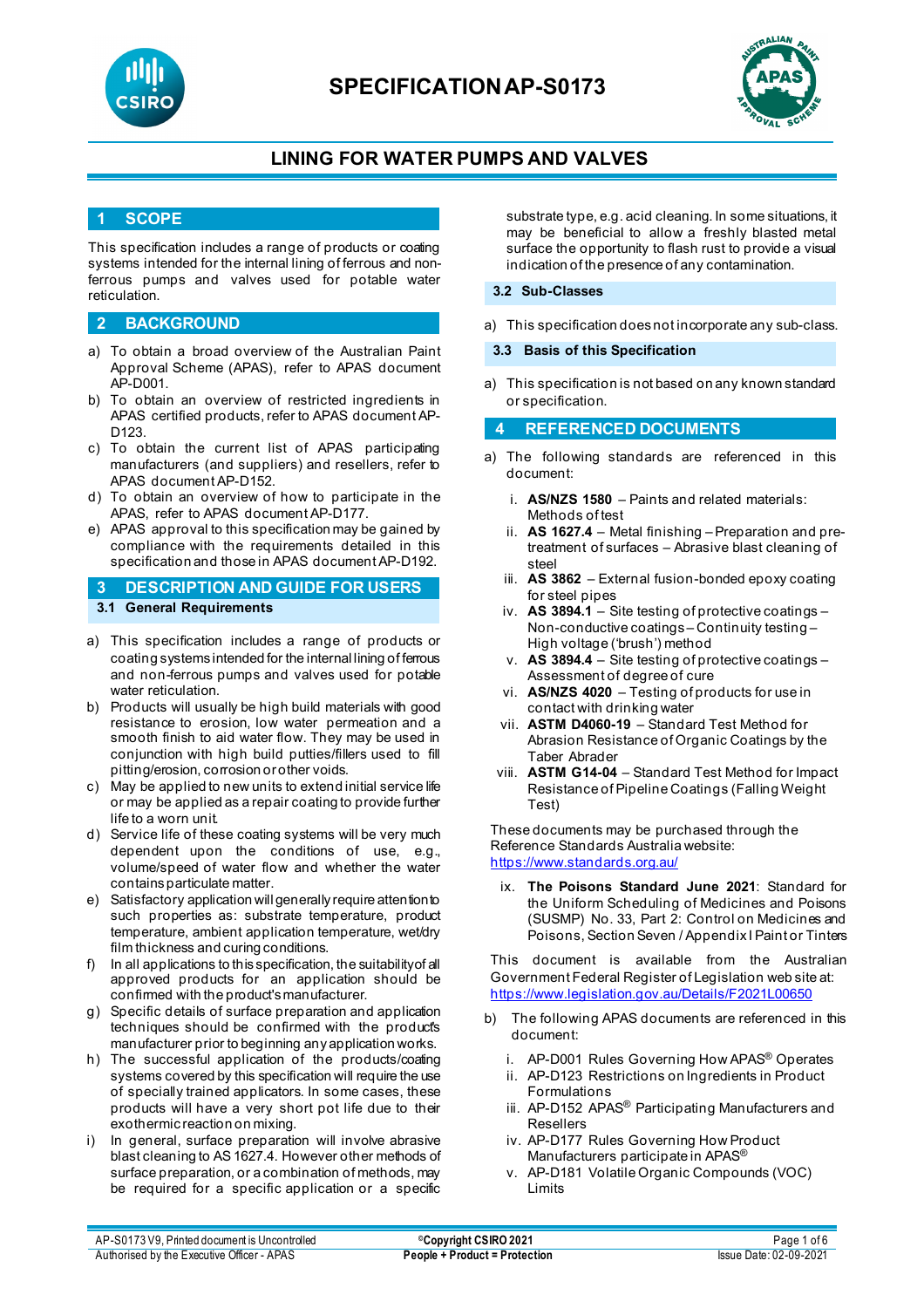# SPECIFICATION AP-S0173

## LINING FOR WATER PUMPS AND VALVES

## 1 SCOPE

This specification includes a range of products or coating systems intended for the internal lining of ferrous and non-ferrous pumps and valves used for potable water reticulation.

## 2 BACKGROUND

a) To obtain a broad overview of the Australian Paint Approval Scheme (APAS), refer to APAS document AP-D001.
b) To obtain an overview of restricted ingredients in APAS certified products, refer to APAS document AP-D123.
c) To obtain the current list of APAS participating manufacturers (and suppliers) and resellers, refer to APAS document AP-D152.
d) To obtain an overview of how to participate in the APAS, refer to APAS document AP-D177.
e) APAS approval to this specification may be gained by compliance with the requirements detailed in this specification and those in APAS document AP-D192.

## 3 DESCRIPTION AND GUIDE FOR USERS

### 3.1 General Requirements

a) This specification includes a range of products or coating systems intended for the internal lining of ferrous and non-ferrous pumps and valves used for potable water reticulation.
b) Products will usually be high build materials with good resistance to erosion, low water permeation and a smooth finish to aid water flow. They may be used in conjunction with high build putties/fillers used to fill pitting/erosion, corrosion or other voids.
c) May be applied to new units to extend initial service life or may be applied as a repair coating to provide further life to a worn unit.
d) Service life of these coating systems will be very much dependent upon the conditions of use, e.g., volume/speed of water flow and whether the water contains particulate matter.
e) Satisfactory application will generally require attention to such properties as: substrate temperature, product temperature, ambient application temperature, wet/dry film thickness and curing conditions.
f) In all applications to this specification, the suitability of all approved products for an application should be confirmed with the product's manufacturer.
g) Specific details of surface preparation and application techniques should be confirmed with the product's manufacturer prior to beginning any application works.
h) The successful application of the products/coating systems covered by this specification will require the use of specially trained applicators. In some cases, these products will have a very short pot life due to their exothermic reaction on mixing.
i) In general, surface preparation will involve abrasive blast cleaning to AS 1627.4. However other methods of surface preparation, or a combination of methods, may be required for a specific application or a specific substrate type, e.g. acid cleaning. In some situations, it may be beneficial to allow a freshly blasted metal surface the opportunity to flash rust to provide a visual indication of the presence of any contamination.

### 3.2 Sub-Classes

a) This specification does not incorporate any sub-class.

### 3.3 Basis of this Specification

a) This specification is not based on any known standard or specification.

## 4 REFERENCED DOCUMENTS

a) The following standards are referenced in this document:

   i. **AS/NZS 1580** – Paints and related materials: Methods of test
   ii. **AS 1627.4** – Metal finishing – Preparation and pre-treatment of surfaces – Abrasive blast cleaning of steel
   iii. **AS 3862** – External fusion-bonded epoxy coating for steel pipes
   iv. **AS 3894.1** – Site testing of protective coatings – Non-conductive coatings – Continuity testing – High voltage ('brush') method
   v. **AS 3894.4** – Site testing of protective coatings – Assessment of degree of cure
   vi. **AS/NZS 4020** – Testing of products for use in contact with drinking water
   vii. **ASTM D4060-19** – Standard Test Method for Abrasion Resistance of Organic Coatings by the Taber Abrader
   viii. **ASTM G14-04** – Standard Test Method for Impact Resistance of Pipeline Coatings (Falling Weight Test)

   These documents may be purchased through the Reference Standards Australia website: https://www.standards.org.au/

   ix. **The Poisons Standard June 2021**: Standard for the Uniform Scheduling of Medicines and Poisons (SUSMP) No. 33, Part 2: Control on Medicines and Poisons, Section Seven / Appendix I Paint or Tinters

   This document is available from the Australian Government Federal Register of Legislation web site at: https://www.legislation.gov.au/Details/F2021L00650

b) The following APAS documents are referenced in this document:

   i. AP-D001 Rules Governing How APAS® Operates
   ii. AP-D123 Restrictions on Ingredients in Product Formulations
   iii. AP-D152 APAS® Participating Manufacturers and Resellers
   iv. AP-D177 Rules Governing How Product Manufacturers participate in APAS®
   v. AP-D181 Volatile Organic Compounds (VOC) Limits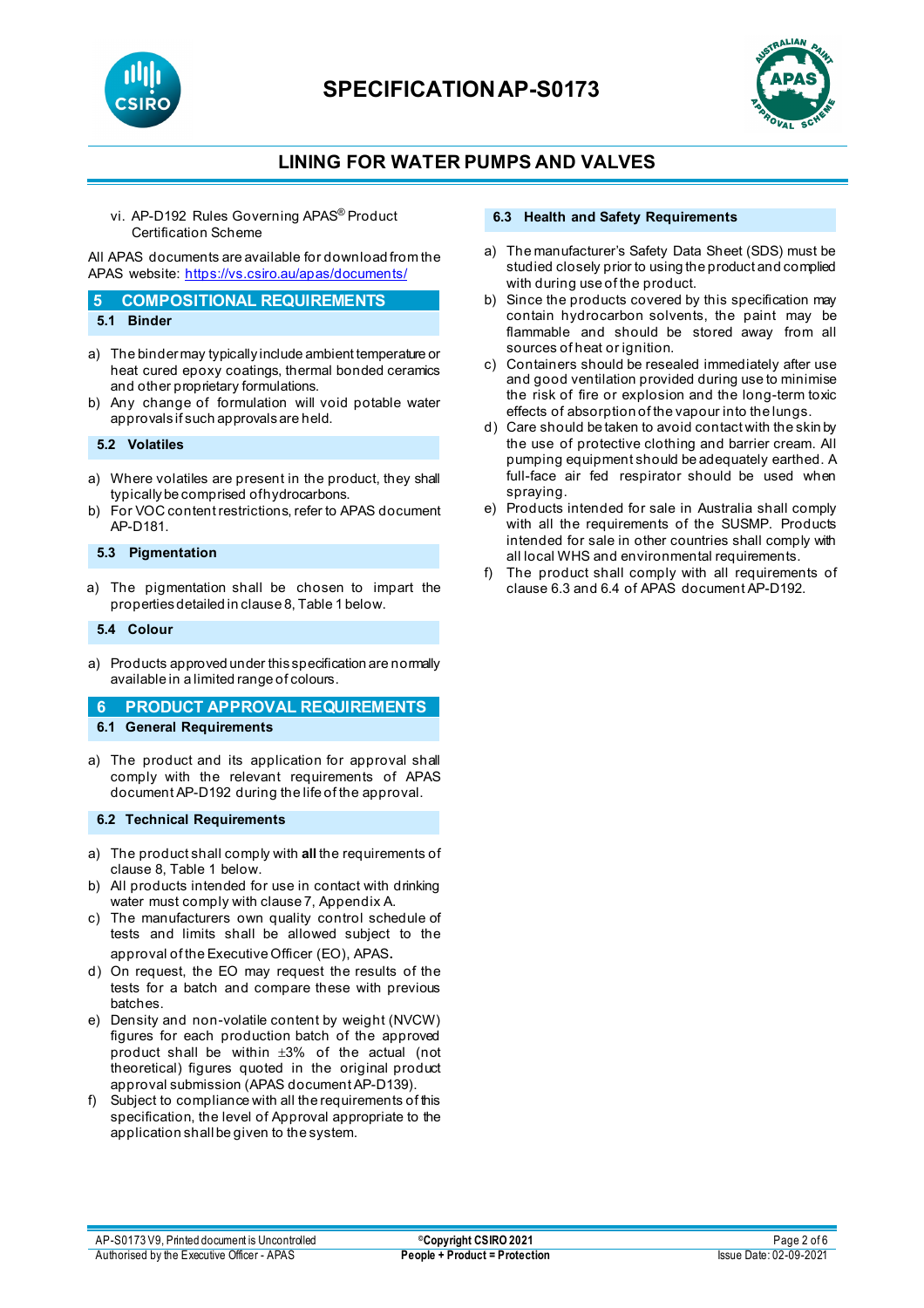vi. AP-D192 Rules Governing APAS® Product Certification Scheme

All APAS documents are available for download from the APAS website: https://vs.csiro.au/apas/documents/

## 5 COMPOSITIONAL REQUIREMENTS

### 5.1 Binder

a) The binder may typically include ambient temperature or heat cured epoxy coatings, thermal bonded ceramics and other proprietary formulations.
b) Any change of formulation will void potable water approvals if such approvals are held.

### 5.2 Volatiles

a) Where volatiles are present in the product, they shall typically be comprised of hydrocarbons.
b) For VOC content restrictions, refer to APAS document AP-D181.

### 5.3 Pigmentation

a) The pigmentation shall be chosen to impart the properties detailed in clause 8, Table 1 below.

### 5.4 Colour

a) Products approved under this specification are normally available in a limited range of colours.

## 6 PRODUCT APPROVAL REQUIREMENTS

### 6.1 General Requirements

a) The product and its application for approval shall comply with the relevant requirements of APAS document AP-D192 during the life of the approval.

### 6.2 Technical Requirements

a) The product shall comply with **all** the requirements of clause 8, Table 1 below.
b) All products intended for use in contact with drinking water must comply with clause 7, Appendix A.
c) The manufacturers own quality control schedule of tests and limits shall be allowed subject to the approval of the Executive Officer (EO), APAS.
d) On request, the EO may request the results of the tests for a batch and compare these with previous batches.
e) Density and non-volatile content by weight (NVCW) figures for each production batch of the approved product shall be within ±3% of the actual (not theoretical) figures quoted in the original product approval submission (APAS document AP-D139).
f) Subject to compliance with all the requirements of this specification, the level of Approval appropriate to the application shall be given to the system.

### 6.3 Health and Safety Requirements

a) The manufacturer's Safety Data Sheet (SDS) must be studied closely prior to using the product and complied with during use of the product.
b) Since the products covered by this specification may contain hydrocarbon solvents, the paint may be flammable and should be stored away from all sources of heat or ignition.
c) Containers should be resealed immediately after use and good ventilation provided during use to minimise the risk of fire or explosion and the long-term toxic effects of absorption of the vapour into the lungs.
d) Care should be taken to avoid contact with the skin by the use of protective clothing and barrier cream. All pumping equipment should be adequately earthed. A full-face air fed respirator should be used when spraying.
e) Products intended for sale in Australia shall comply with all the requirements of the SUSMP. Products intended for sale in other countries shall comply with all local WHS and environmental requirements.
f) The product shall comply with all requirements of clause 6.3 and 6.4 of APAS document AP-D192.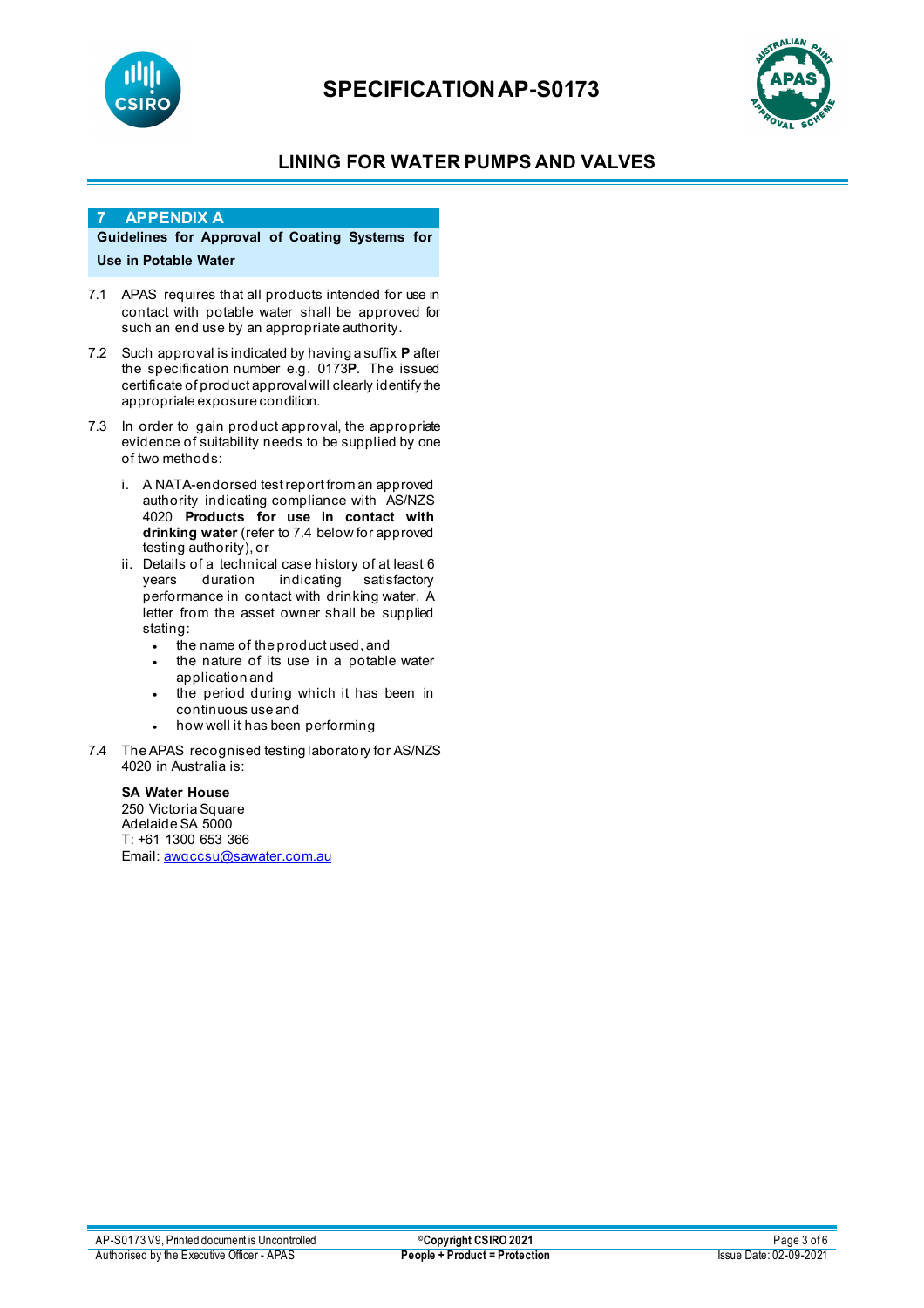## 7 APPENDIX A

**Guidelines for Approval of Coating Systems for Use in Potable Water**

7.1 APAS requires that all products intended for use in contact with potable water shall be approved for such an end use by an appropriate authority.

7.2 Such approval is indicated by having a suffix **P** after the specification number e.g. 0173**P**. The issued certificate of product approval will clearly identify the appropriate exposure condition.

7.3 In order to gain product approval, the appropriate evidence of suitability needs to be supplied by one of two methods:

i. A NATA-endorsed test report from an approved authority indicating compliance with AS/NZS 4020 **Products for use in contact with drinking water** (refer to 7.4 below for approved testing authority), or

ii. Details of a technical case history of at least 6 years duration indicating satisfactory performance in contact with drinking water. A letter from the asset owner shall be supplied stating:
   - the name of the product used, and
   - the nature of its use in a potable water application and
   - the period during which it has been in continuous use and
   - how well it has been performing

7.4 The APAS recognised testing laboratory for AS/NZS 4020 in Australia is:

**SA Water House**
250 Victoria Square
Adelaide SA 5000
T: +61 1300 653 366
Email: awqccsu@sawater.com.au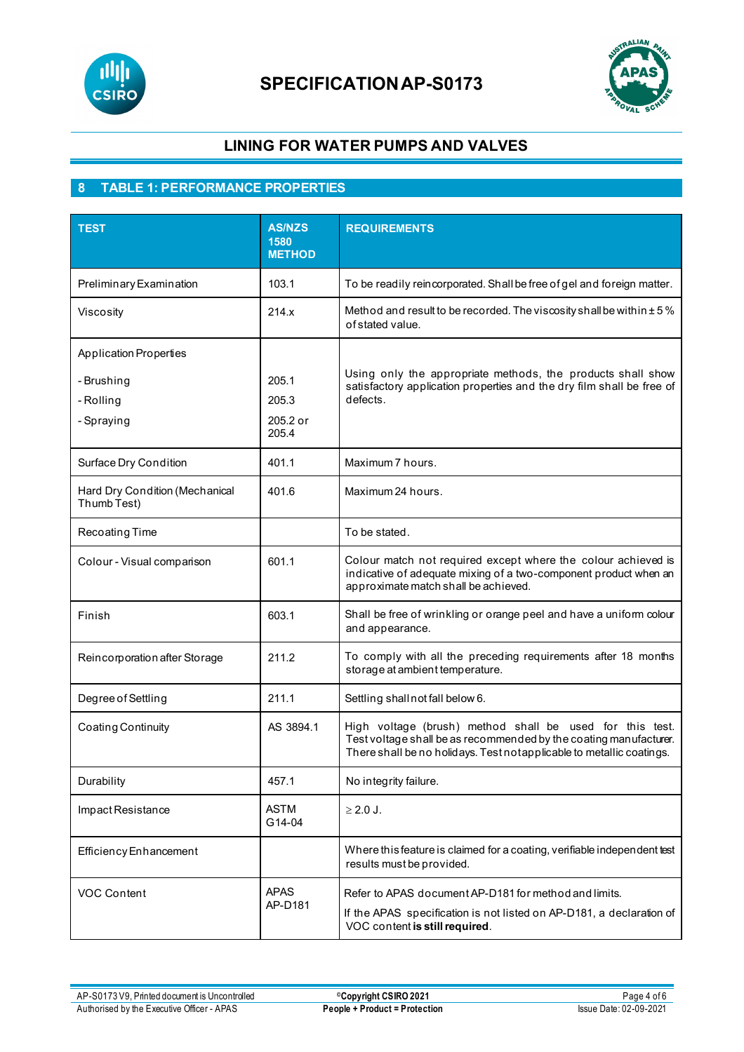# SPECIFICATION AP-S0173

## LINING FOR WATER PUMPS AND VALVES

## 8 TABLE 1: PERFORMANCE PROPERTIES

| TEST | AS/NZS 1580 METHOD | REQUIREMENTS |
|---|---|---|
| Preliminary Examination | 103.1 | To be readily reincorporated. Shall be free of gel and foreign matter. |
| Viscosity | 214.x | Method and result to be recorded. The viscosity shall be within ± 5 % of stated value. |
| Application Properties<br>- Brushing<br>- Rolling<br>- Spraying | <br>205.1<br>205.3<br>205.2 or 205.4 | Using only the appropriate methods, the products shall show satisfactory application properties and the dry film shall be free of defects. |
| Surface Dry Condition | 401.1 | Maximum 7 hours. |
| Hard Dry Condition (Mechanical Thumb Test) | 401.6 | Maximum 24 hours. |
| Recoating Time | | To be stated. |
| Colour - Visual comparison | 601.1 | Colour match not required except where the colour achieved is indicative of adequate mixing of a two-component product when an approximate match shall be achieved. |
| Finish | 603.1 | Shall be free of wrinkling or orange peel and have a uniform colour and appearance. |
| Reincorporation after Storage | 211.2 | To comply with all the preceding requirements after 18 months storage at ambient temperature. |
| Degree of Settling | 211.1 | Settling shall not fall below 6. |
| Coating Continuity | AS 3894.1 | High voltage (brush) method shall be used for this test. Test voltage shall be as recommended by the coating manufacturer. There shall be no holidays. Test not applicable to metallic coatings. |
| Durability | 457.1 | No integrity failure. |
| Impact Resistance | ASTM G14-04 | ≥ 2.0 J. |
| Efficiency Enhancement | | Where this feature is claimed for a coating, verifiable independent test results must be provided. |
| VOC Content | APAS AP-D181 | Refer to APAS document AP-D181 for method and limits.<br>If the APAS specification is not listed on AP-D181, a declaration of VOC content **is still required**. |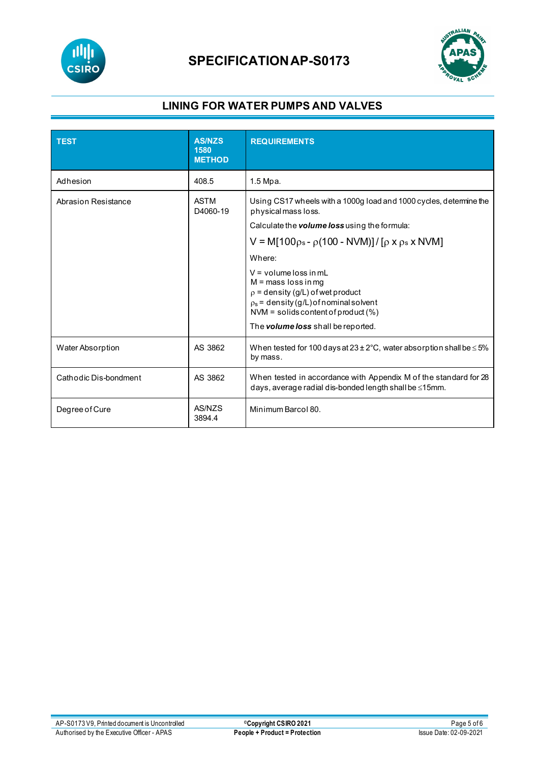# SPECIFICATION AP-S0173

## LINING FOR WATER PUMPS AND VALVES

| TEST | AS/NZS 1580 METHOD | REQUIREMENTS |
|---|---|---|
| Adhesion | 408.5 | 1.5 Mpa. |
| Abrasion Resistance | ASTM D4060-19 | Using CS17 wheels with a 1000g load and 1000 cycles, determine the physical mass loss.<br>Calculate the ***volume loss*** using the formula:<br>$V = M[100\rho_s - \rho(100 - NVM)] / [\rho \times \rho_s \times NVM]$<br>Where:<br>V = volume loss in mL<br>M = mass loss in mg<br>$\rho$ = density (g/L) of wet product<br>$\rho_s$ = density (g/L) of nominal solvent<br>NVM = solids content of product (%)<br>The ***volume loss*** shall be reported. |
| Water Absorption | AS 3862 | When tested for 100 days at 23 ± 2°C, water absorption shall be ≤ 5% by mass. |
| Cathodic Dis-bondment | AS 3862 | When tested in accordance with Appendix M of the standard for 28 days, average radial dis-bonded length shall be ≤15mm. |
| Degree of Cure | AS/NZS 3894.4 | Minimum Barcol 80. |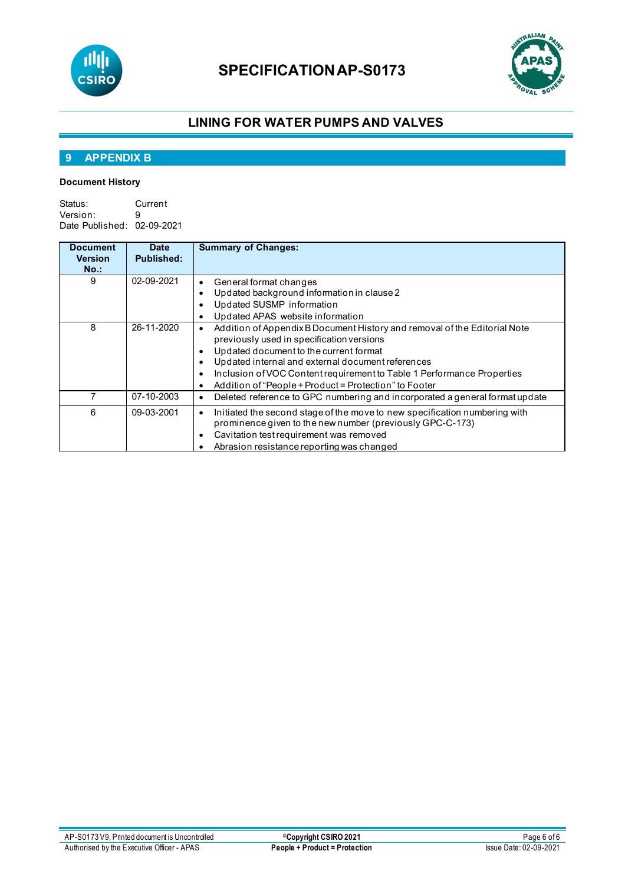## 9 APPENDIX B

**Document History**

Status: Current
Version: 9
Date Published: 02-09-2021

| Document Version No.: | Date Published: | Summary of Changes: |
|---|---|---|
| 9 | 02-09-2021 | • General format changes<br>• Updated background information in clause 2<br>• Updated SUSMP information<br>• Updated APAS website information |
| 8 | 26-11-2020 | • Addition of Appendix B Document History and removal of the Editorial Note previously used in specification versions<br>• Updated document to the current format<br>• Updated internal and external document references<br>• Inclusion of VOC Content requirement to Table 1 Performance Properties<br>• Addition of "People + Product = Protection" to Footer |
| 7 | 07-10-2003 | • Deleted reference to GPC numbering and incorporated a general format update |
| 6 | 09-03-2001 | • Initiated the second stage of the move to new specification numbering with prominence given to the new number (previously GPC-C-173)<br>• Cavitation test requirement was removed<br>• Abrasion resistance reporting was changed |